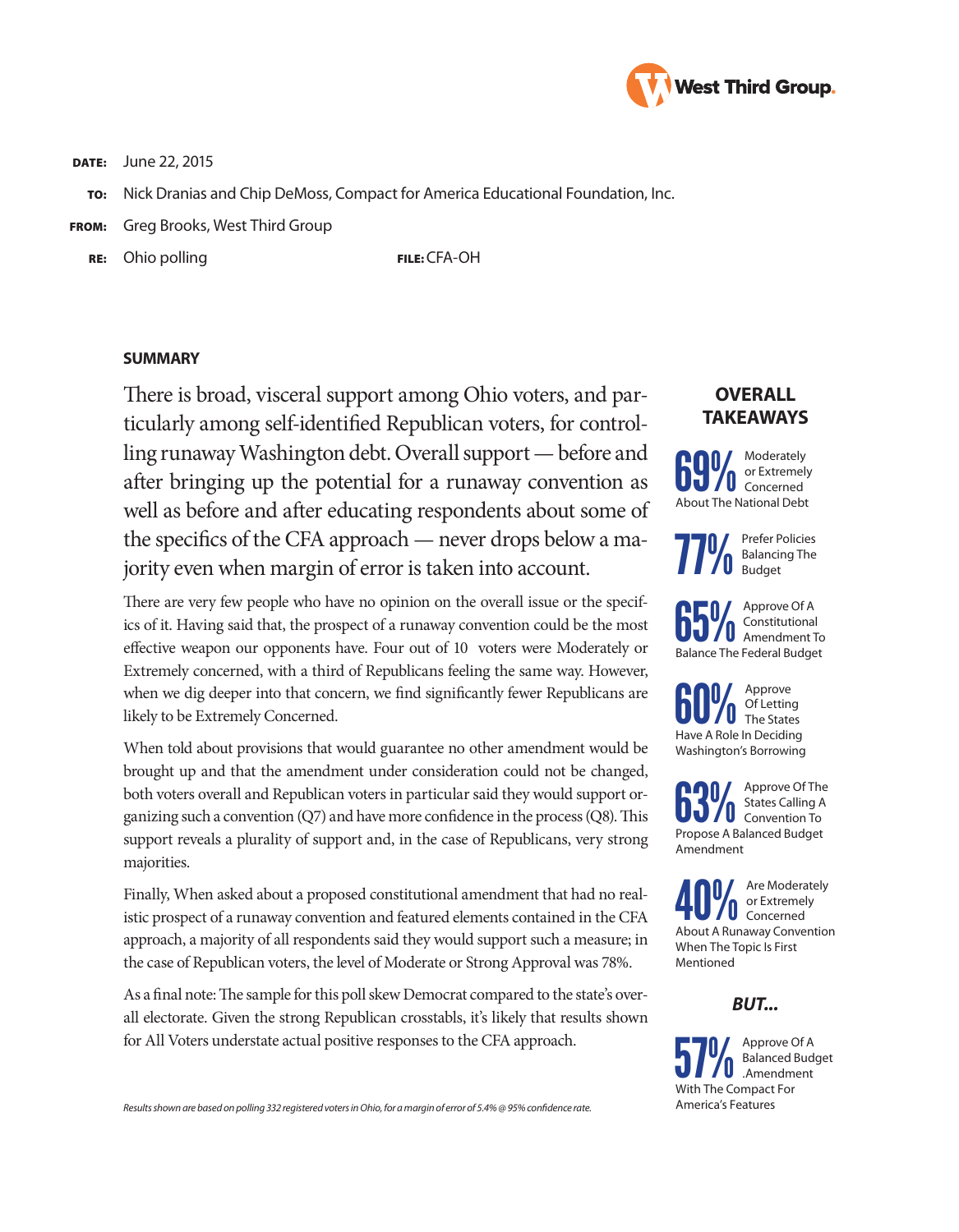West Third Group.

**DATE:** June 22, 2015

**TO:** Nick Dranias and Chip DeMoss, Compact for America Educational Foundation, Inc.

**FROM:** Greg Brooks, West Third Group

**RE:** Ohio polling **FILE:** CFA-OH

## SUMMARY

There is broad, visceral support among Ohio voters, and particularly among self-identified Republican voters, for controlling runaway Washington debt. Overall support — before and after bringing up the potential for a runaway convention as well as before and after educating respondents about some of the specifics of the CFA approach — never drops below a majority even when margin of error is taken into account.

There are very few people who have no opinion on the overall issue or the specifics of it. Having said that, the prospect of a runaway convention could be the most effective weapon our opponents have. Four out of 10 voters were Moderately or Extremely concerned, with a third of Republicans feeling the same way. However, when we dig deeper into that concern, we find significantly fewer Republicans are likely to be Extremely Concerned.

When told about provisions that would guarantee no other amendment would be brought up and that the amendment under consideration could not be changed, both voters overall and Republican voters in particular said they would support organizing such a convention (Q7) and have more confidence in the process (Q8). This support reveals a plurality of support and, in the case of Republicans, very strong majorities.

Finally, When asked about a proposed constitutional amendment that had no realistic prospect of a runaway convention and featured elements contained in the CFA approach, a majority of all respondents said they would support such a measure; in the case of Republican voters, the level of Moderate or Strong Approval was 78%.

As a final note: The sample for this poll skew Democrat compared to the state's overall electorate. Given the strong Republican crosstabls, it's likely that results shown for All Voters understate actual positive responses to the CFA approach.

*Results shown are based on polling 332 registered voters in Ohio, for a margin of error of 5.4% @ 95% confidence rate.*

## OVERALL TAKEAWAYS

**69%** Moderately or Extremely Concerned About The National Debt

**77%** Prefer Policies Balancing The Budget

**65%** Approve Of A Constitutional Amendment To Balance The Federal Budget

**60%** Approve Of Letting The States Have A Role In Deciding Washington's Borrowing

**63%** Approve Of The States Calling A Convention To Propose A Balanced Budget Amendment

**40%** Are Moderately or Extremely Concerned About A Runaway Convention When The Topic Is First Mentioned

***BUT...***

**57%** Approve Of A Balanced Budget .Amendment With The Compact For America's Features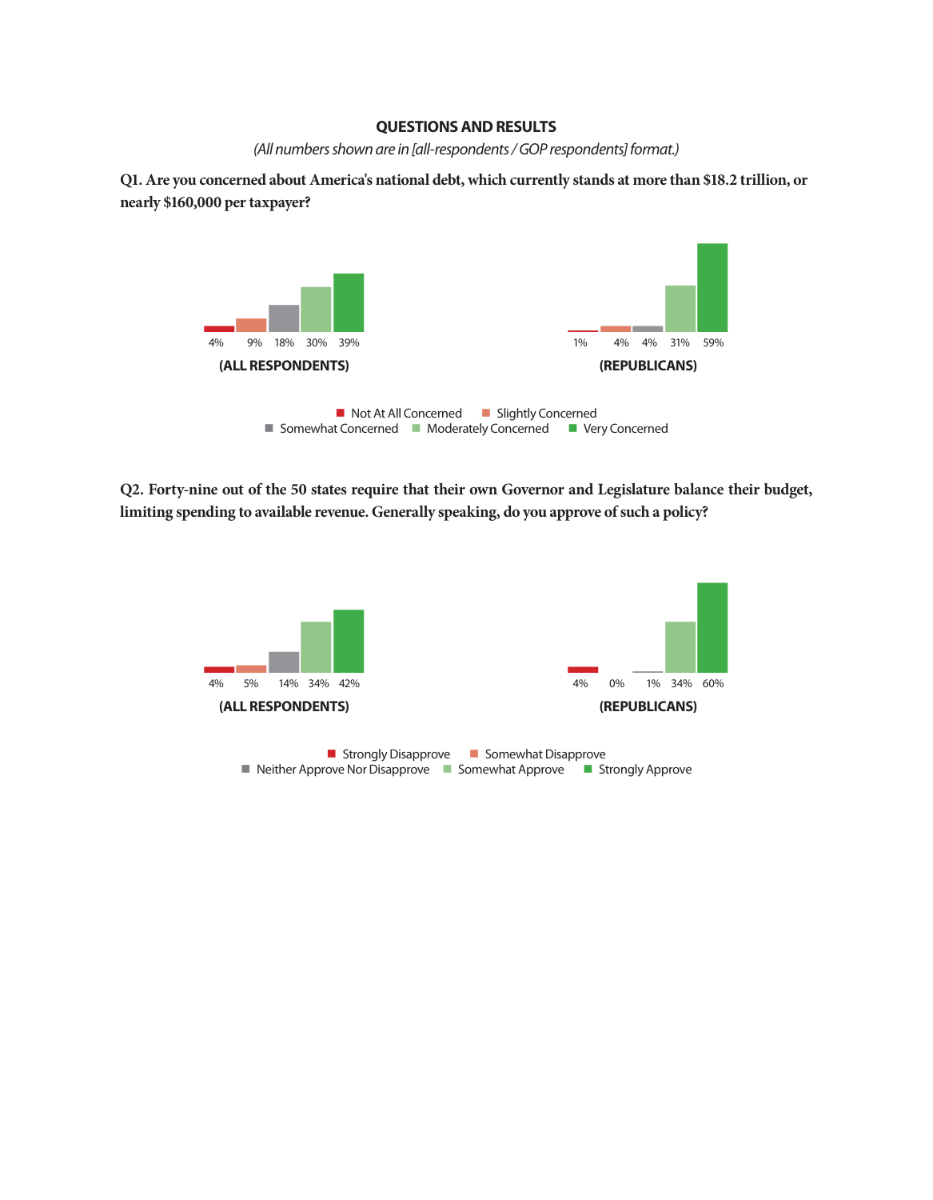## QUESTIONS AND RESULTS

*(All numbers shown are in [all-respondents / GOP respondents] format.)*

**Q1. Are you concerned about America's national debt, which currently stands at more than $18.2 trillion, or nearly $160,000 per taxpayer?**

| | Not At All Concerned | Slightly Concerned | Somewhat Concerned | Moderately Concerned | Very Concerned |
|---|---|---|---|---|---|
| (ALL RESPONDENTS) | 4% | 9% | 18% | 30% | 39% |
| (REPUBLICANS) | 1% | 4% | 4% | 31% | 59% |

**Q2. Forty-nine out of the 50 states require that their own Governor and Legislature balance their budget, limiting spending to available revenue. Generally speaking, do you approve of such a policy?**

| | Strongly Disapprove | Somewhat Disapprove | Neither Approve Nor Disapprove | Somewhat Approve | Strongly Approve |
|---|---|---|---|---|---|
| (ALL RESPONDENTS) | 4% | 5% | 14% | 34% | 42% |
| (REPUBLICANS) | 4% | 0% | 1% | 34% | 60% |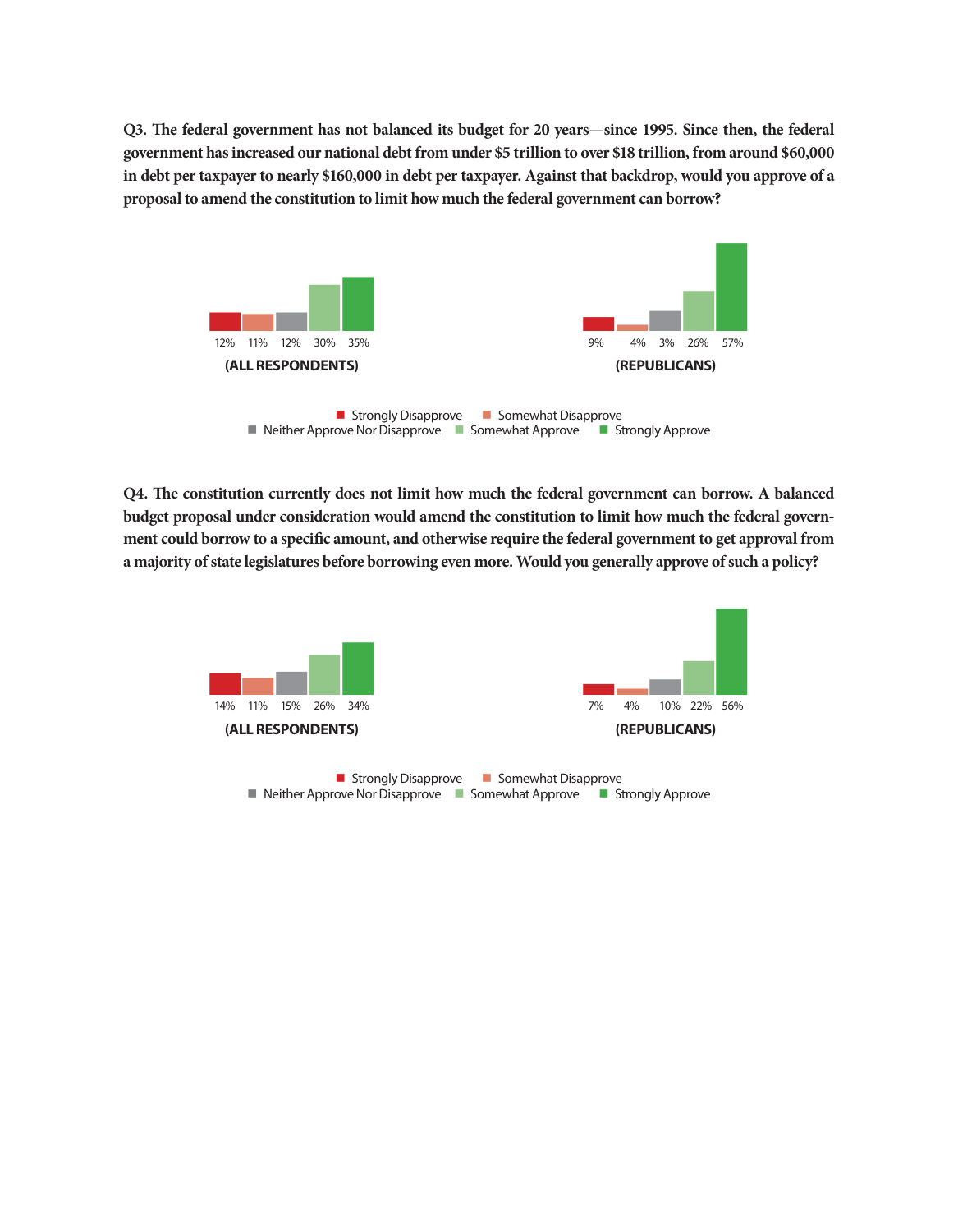**Q3. The federal government has not balanced its budget for 20 years—since 1995. Since then, the federal government has increased our national debt from under $5 trillion to over $18 trillion, from around $60,000 in debt per taxpayer to nearly $160,000 in debt per taxpayer. Against that backdrop, would you approve of a proposal to amend the constitution to limit how much the federal government can borrow?**

| | Strongly Disapprove | Somewhat Disapprove | Neither Approve Nor Disapprove | Somewhat Approve | Strongly Approve |
|---|---|---|---|---|---|
| (ALL RESPONDENTS) | 12% | 11% | 12% | 30% | 35% |
| (REPUBLICANS) | 9% | 4% | 3% | 26% | 57% |

**Q4. The constitution currently does not limit how much the federal government can borrow. A balanced budget proposal under consideration would amend the constitution to limit how much the federal government could borrow to a specific amount, and otherwise require the federal government to get approval from a majority of state legislatures before borrowing even more. Would you generally approve of such a policy?**

| | Strongly Disapprove | Somewhat Disapprove | Neither Approve Nor Disapprove | Somewhat Approve | Strongly Approve |
|---|---|---|---|---|---|
| (ALL RESPONDENTS) | 14% | 11% | 15% | 26% | 34% |
| (REPUBLICANS) | 7% | 4% | 10% | 22% | 56% |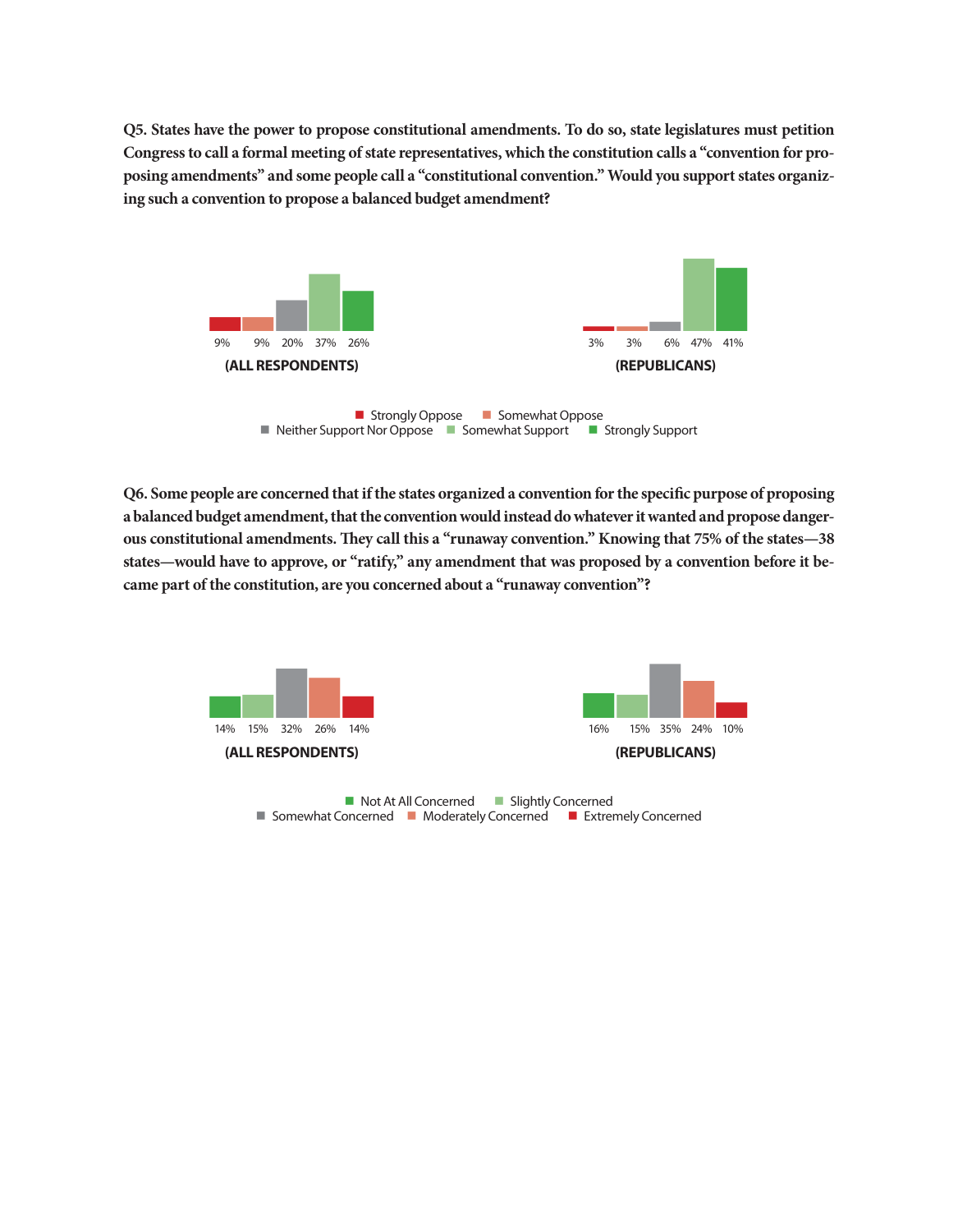**Q5. States have the power to propose constitutional amendments. To do so, state legislatures must petition Congress to call a formal meeting of state representatives, which the constitution calls a "convention for proposing amendments" and some people call a "constitutional convention." Would you support states organizing such a convention to propose a balanced budget amendment?**

| | Strongly Oppose | Somewhat Oppose | Neither Support Nor Oppose | Somewhat Support | Strongly Support |
|---|---|---|---|---|---|
| (ALL RESPONDENTS) | 9% | 9% | 20% | 37% | 26% |
| (REPUBLICANS) | 3% | 3% | 6% | 47% | 41% |

**Q6. Some people are concerned that if the states organized a convention for the specific purpose of proposing a balanced budget amendment, that the convention would instead do whatever it wanted and propose dangerous constitutional amendments. They call this a "runaway convention." Knowing that 75% of the states—38 states—would have to approve, or "ratify," any amendment that was proposed by a convention before it became part of the constitution, are you concerned about a "runaway convention"?**

| | Not At All Concerned | Slightly Concerned | Somewhat Concerned | Moderately Concerned | Extremely Concerned |
|---|---|---|---|---|---|
| (ALL RESPONDENTS) | 14% | 15% | 32% | 26% | 14% |
| (REPUBLICANS) | 16% | 15% | 35% | 24% | 10% |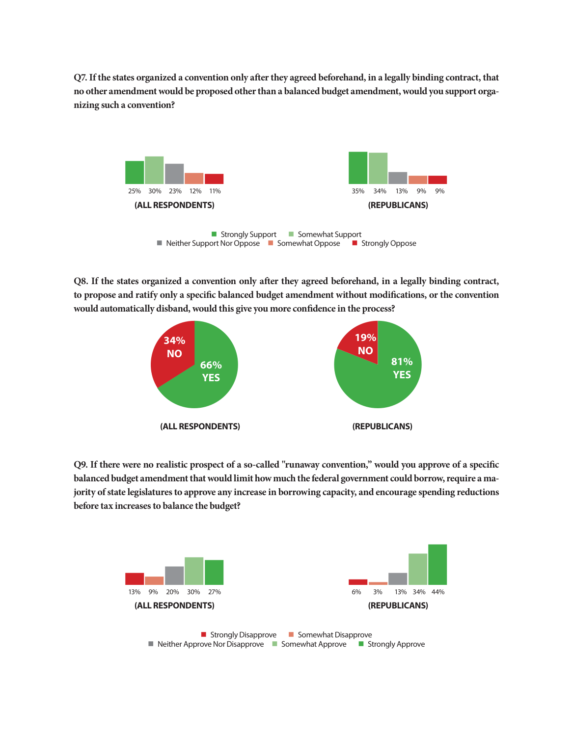**Q7. If the states organized a convention only after they agreed beforehand, in a legally binding contract, that no other amendment would be proposed other than a balanced budget amendment, would you support organizing such a convention?**

| | Strongly Support | Somewhat Support | Neither Support Nor Oppose | Somewhat Oppose | Strongly Oppose |
|---|---|---|---|---|---|
| (ALL RESPONDENTS) | 25% | 30% | 23% | 12% | 11% |
| (REPUBLICANS) | 35% | 34% | 13% | 9% | 9% |

**Q8. If the states organized a convention only after they agreed beforehand, in a legally binding contract, to propose and ratify only a specific balanced budget amendment without modifications, or the convention would automatically disband, would this give you more confidence in the process?**

| | YES | NO |
|---|---|---|
| (ALL RESPONDENTS) | 66% | 34% |
| (REPUBLICANS) | 81% | 19% |

**Q9. If there were no realistic prospect of a so-called "runaway convention," would you approve of a specific balanced budget amendment that would limit how much the federal government could borrow, require a majority of state legislatures to approve any increase in borrowing capacity, and encourage spending reductions before tax increases to balance the budget?**

| | Strongly Disapprove | Somewhat Disapprove | Neither Approve Nor Disapprove | Somewhat Approve | Strongly Approve |
|---|---|---|---|---|---|
| (ALL RESPONDENTS) | 13% | 9% | 20% | 30% | 27% |
| (REPUBLICANS) | 6% | 3% | 13% | 34% | 44% |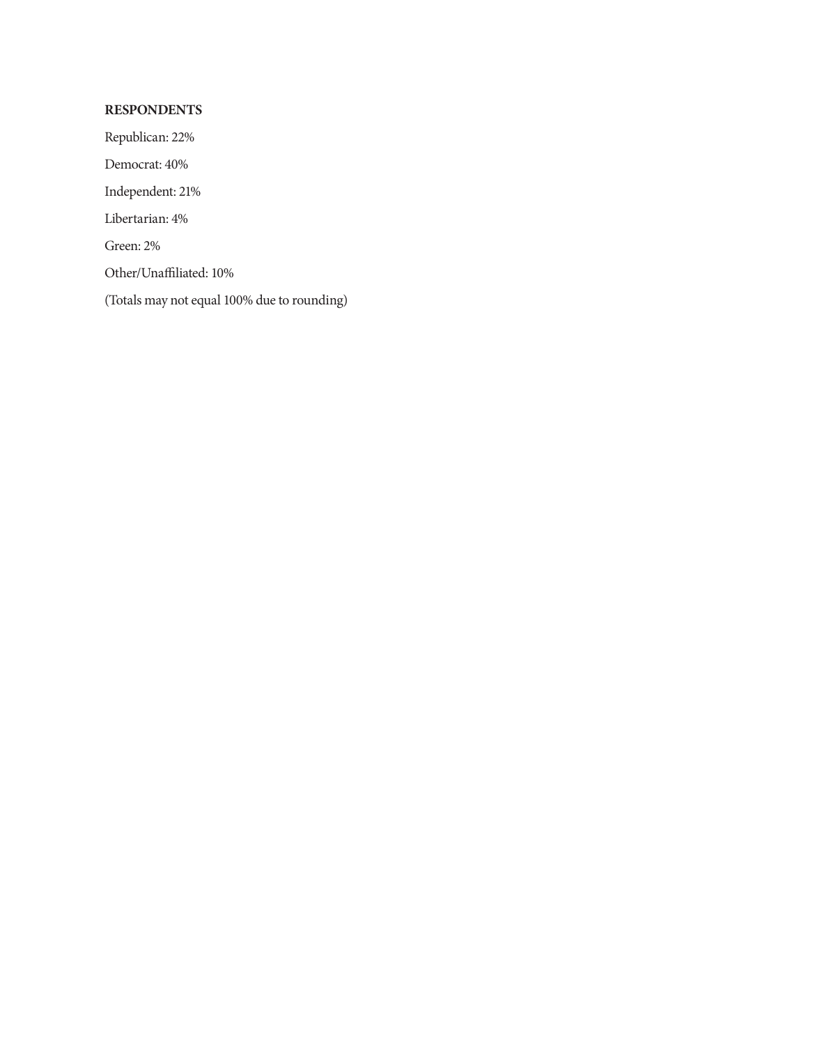**RESPONDENTS**

Republican: 22%

Democrat: 40%

Independent: 21%

Libertarian: 4%

Green: 2%

Other/Unaffiliated: 10%

(Totals may not equal 100% due to rounding)